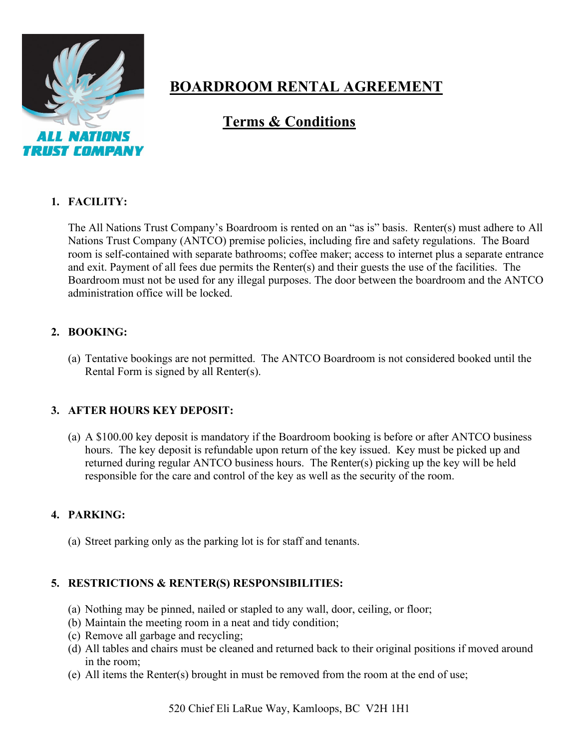ALL NATIONS TRUST COMPANY

# BOARDROOM RENTAL AGREEMENT

## Terms & Conditions

1. **FACILITY:**

   The All Nations Trust Company's Boardroom is rented on an "as is" basis. Renter(s) must adhere to All Nations Trust Company (ANTCO) premise policies, including fire and safety regulations. The Board room is self-contained with separate bathrooms; coffee maker; access to internet plus a separate entrance and exit. Payment of all fees due permits the Renter(s) and their guests the use of the facilities. The Boardroom must not be used for any illegal purposes. The door between the boardroom and the ANTCO administration office will be locked.

2. **BOOKING:**

   (a) Tentative bookings are not permitted. The ANTCO Boardroom is not considered booked until the Rental Form is signed by all Renter(s).

3. **AFTER HOURS KEY DEPOSIT:**

   (a) A $100.00 key deposit is mandatory if the Boardroom booking is before or after ANTCO business hours. The key deposit is refundable upon return of the key issued. Key must be picked up and returned during regular ANTCO business hours. The Renter(s) picking up the key will be held responsible for the care and control of the key as well as the security of the room.

4. **PARKING:**

   (a) Street parking only as the parking lot is for staff and tenants.

5. **RESTRICTIONS & RENTER(S) RESPONSIBILITIES:**

   (a) Nothing may be pinned, nailed or stapled to any wall, door, ceiling, or floor;
   (b) Maintain the meeting room in a neat and tidy condition;
   (c) Remove all garbage and recycling;
   (d) All tables and chairs must be cleaned and returned back to their original positions if moved around in the room;
   (e) All items the Renter(s) brought in must be removed from the room at the end of use;

520 Chief Eli LaRue Way, Kamloops, BC V2H 1H1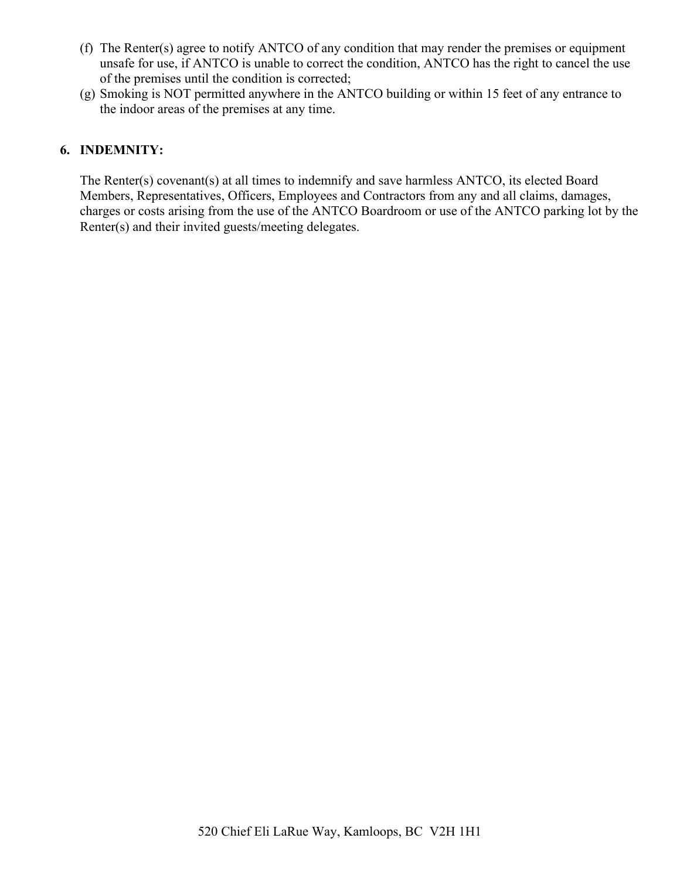(f) The Renter(s) agree to notify ANTCO of any condition that may render the premises or equipment unsafe for use, if ANTCO is unable to correct the condition, ANTCO has the right to cancel the use of the premises until the condition is corrected;

(g) Smoking is NOT permitted anywhere in the ANTCO building or within 15 feet of any entrance to the indoor areas of the premises at any time.

## 6. INDEMNITY:

The Renter(s) covenant(s) at all times to indemnify and save harmless ANTCO, its elected Board Members, Representatives, Officers, Employees and Contractors from any and all claims, damages, charges or costs arising from the use of the ANTCO Boardroom or use of the ANTCO parking lot by the Renter(s) and their invited guests/meeting delegates.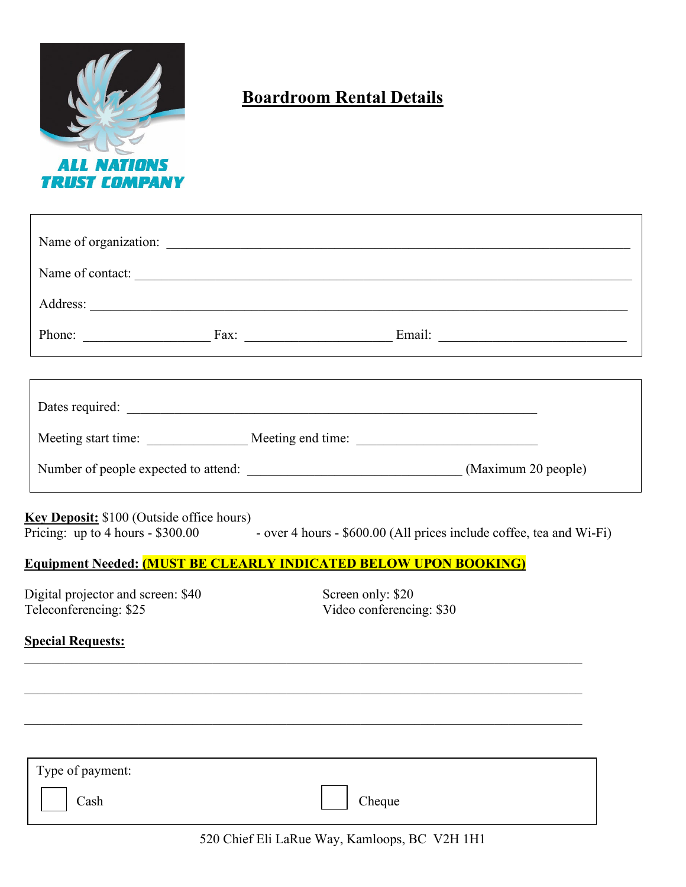ALL NATIONS TRUST COMPANY

# Boardroom Rental Details

Name of organization: ________________________________________________

Name of contact: ________________________________________________

Address: ________________________________________________

Phone: ____________________ Fax: ____________________ Email: ____________________

Dates required: ________________________________________________

Meeting start time: ______________ Meeting end time: ____________________

Number of people expected to attend: ____________________________ (Maximum 20 people)

**Key Deposit:** $100 (Outside office hours)

Pricing: up to 4 hours - $300.00 - over 4 hours - $600.00 (All prices include coffee, tea and Wi-Fi)

**Equipment Needed: (MUST BE CLEARLY INDICATED BELOW UPON BOOKING)**

Digital projector and screen: $40

Screen only: $20

Teleconferencing: $25

Video conferencing: $30

**Special Requests:**

________________________________________________

________________________________________________

________________________________________________

Type of payment:

☐ Cash ☐ Cheque

520 Chief Eli LaRue Way, Kamloops, BC V2H 1H1